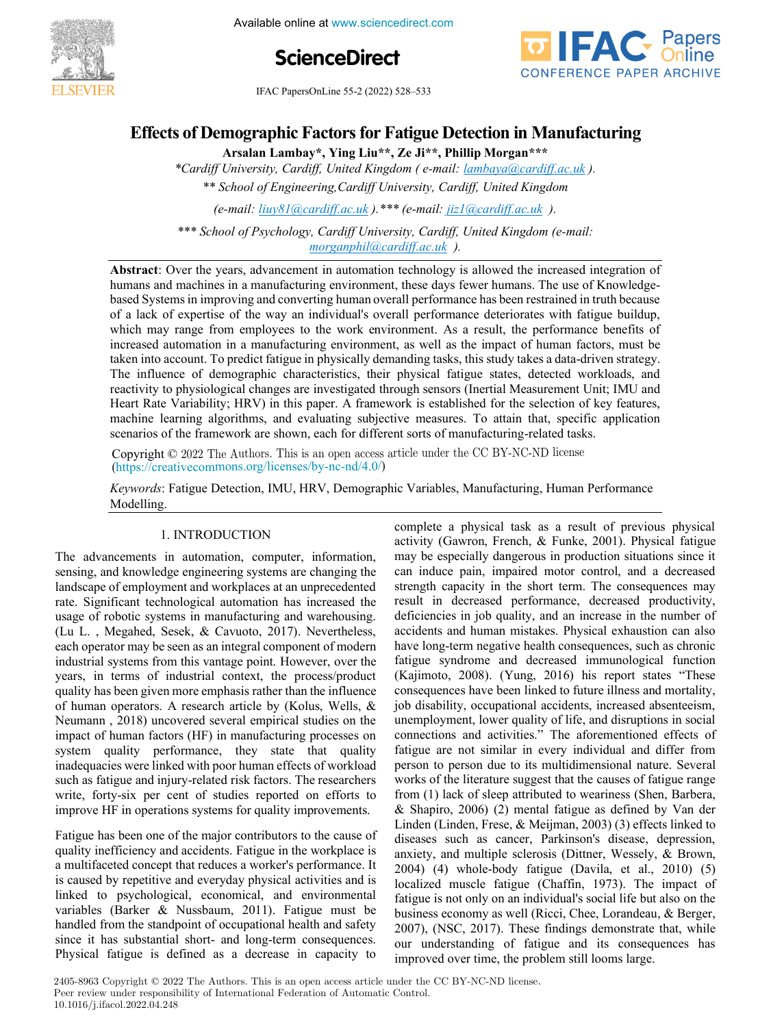# Effects of Demographic Factors for Fatigue Detection in Manufacturing

**Arsalan Lambay*, Ying Liu**, Ze Ji**, Phillip Morgan*****

*\*Cardiff University, Cardiff, United Kingdom ( e-mail: lambaya@cardiff.ac.uk ).*

*\*\* School of Engineering, Cardiff University, Cardiff, United Kingdom*

*(e-mail: liuy81@cardiff.ac.uk ).\*\*\* (e-mail: jiz1@cardiff.ac.uk ).*

*\*\*\* School of Psychology, Cardiff University, Cardiff, United Kingdom (e-mail: morganphil@cardiff.ac.uk ).*

**Abstract**: Over the years, advancement in automation technology is allowed the increased integration of humans and machines in a manufacturing environment, these days fewer humans. The use of Knowledge-based Systems in improving and converting human overall performance has been restrained in truth because of a lack of expertise of the way an individual's overall performance deteriorates with fatigue buildup, which may range from employees to the work environment. As a result, the performance benefits of increased automation in a manufacturing environment, as well as the impact of human factors, must be taken into account. To predict fatigue in physically demanding tasks, this study takes a data-driven strategy. The influence of demographic characteristics, their physical fatigue states, detected workloads, and reactivity to physiological changes are investigated through sensors (Inertial Measurement Unit; IMU and Heart Rate Variability; HRV) in this paper. A framework is established for the selection of key features, machine learning algorithms, and evaluating subjective measures. To attain that, specific application scenarios of the framework are shown, each for different sorts of manufacturing-related tasks.

Copyright © 2022 The Authors. This is an open access article under the CC BY-NC-ND license (https://creativecommons.org/licenses/by-nc-nd/4.0/)

*Keywords*: Fatigue Detection, IMU, HRV, Demographic Variables, Manufacturing, Human Performance Modelling.

## 1. INTRODUCTION

The advancements in automation, computer, information, sensing, and knowledge engineering systems are changing the landscape of employment and workplaces at an unprecedented rate. Significant technological automation has increased the usage of robotic systems in manufacturing and warehousing. (Lu L. , Megahed, Sesek, & Cavuoto, 2017). Nevertheless, each operator may be seen as an integral component of modern industrial systems from this vantage point. However, over the years, in terms of industrial context, the process/product quality has been given more emphasis rather than the influence of human operators. A research article by (Kolus, Wells, & Neumann , 2018) uncovered several empirical studies on the impact of human factors (HF) in manufacturing processes on system quality performance, they state that quality inadequacies were linked with poor human effects of workload such as fatigue and injury-related risk factors. The researchers write, forty-six per cent of studies reported on efforts to improve HF in operations systems for quality improvements.

Fatigue has been one of the major contributors to the cause of quality inefficiency and accidents. Fatigue in the workplace is a multifaceted concept that reduces a worker's performance. It is caused by repetitive and everyday physical activities and is linked to psychological, economical, and environmental variables (Barker & Nussbaum, 2011). Fatigue must be handled from the standpoint of occupational health and safety since it has substantial short- and long-term consequences. Physical fatigue is defined as a decrease in capacity to complete a physical task as a result of previous physical activity (Gawron, French, & Funke, 2001). Physical fatigue may be especially dangerous in production situations since it can induce pain, impaired motor control, and a decreased strength capacity in the short term. The consequences may result in decreased performance, decreased productivity, deficiencies in job quality, and an increase in the number of accidents and human mistakes. Physical exhaustion can also have long-term negative health consequences, such as chronic fatigue syndrome and decreased immunological function (Kajimoto, 2008). (Yung, 2016) his report states "These consequences have been linked to future illness and mortality, job disability, occupational accidents, increased absenteeism, unemployment, lower quality of life, and disruptions in social connections and activities." The aforementioned effects of fatigue are not similar in every individual and differ from person to person due to its multidimensional nature. Several works of the literature suggest that the causes of fatigue range from (1) lack of sleep attributed to weariness (Shen, Barbera, & Shapiro, 2006) (2) mental fatigue as defined by Van der Linden (Linden, Frese, & Meijman, 2003) (3) effects linked to diseases such as cancer, Parkinson's disease, depression, anxiety, and multiple sclerosis (Dittner, Wessely, & Brown, 2004) (4) whole-body fatigue (Davila, et al., 2010) (5) localized muscle fatigue (Chaffin, 1973). The impact of fatigue is not only on an individual's social life but also on the business economy as well (Ricci, Chee, Lorandeau, & Berger, 2007), (NSC, 2017). These findings demonstrate that, while our understanding of fatigue and its consequences has improved over time, the problem still looms large.

2405-8963 Copyright © 2022 The Authors. This is an open access article under the CC BY-NC-ND license.
Peer review under responsibility of International Federation of Automatic Control.
10.1016/j.ifacol.2022.04.248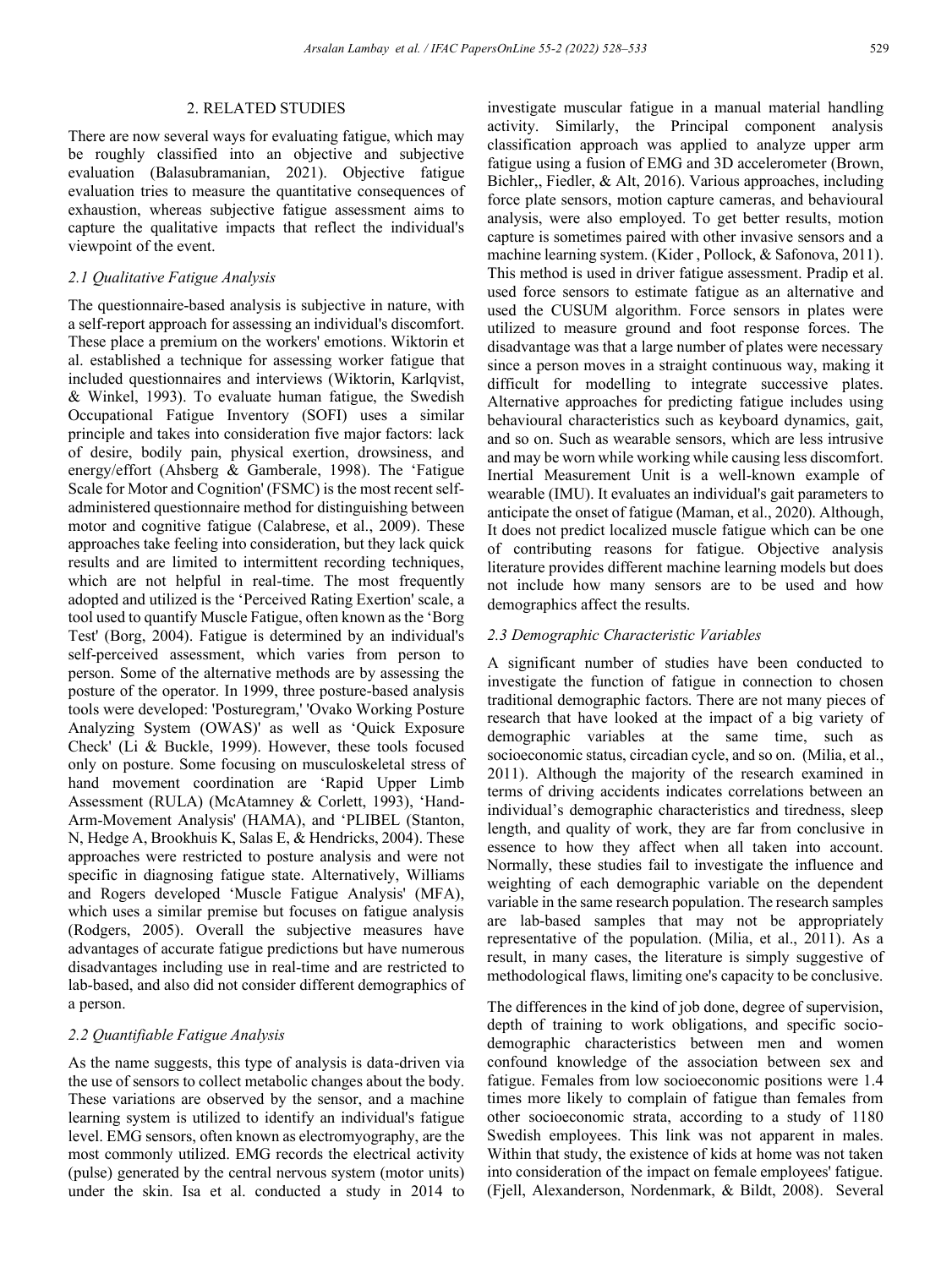## 2. RELATED STUDIES

There are now several ways for evaluating fatigue, which may be roughly classified into an objective and subjective evaluation (Balasubramanian, 2021). Objective fatigue evaluation tries to measure the quantitative consequences of exhaustion, whereas subjective fatigue assessment aims to capture the qualitative impacts that reflect the individual's viewpoint of the event.

### *2.1 Qualitative Fatigue Analysis*

The questionnaire-based analysis is subjective in nature, with a self-report approach for assessing an individual's discomfort. These place a premium on the workers' emotions. Wiktorin et al. established a technique for assessing worker fatigue that included questionnaires and interviews (Wiktorin, Karlqvist, & Winkel, 1993). To evaluate human fatigue, the Swedish Occupational Fatigue Inventory (SOFI) uses a similar principle and takes into consideration five major factors: lack of desire, bodily pain, physical exertion, drowsiness, and energy/effort (Ahsberg & Gamberale, 1998). The 'Fatigue Scale for Motor and Cognition' (FSMC) is the most recent self-administered questionnaire method for distinguishing between motor and cognitive fatigue (Calabrese, et al., 2009). These approaches take feeling into consideration, but they lack quick results and are limited to intermittent recording techniques, which are not helpful in real-time. The most frequently adopted and utilized is the 'Perceived Rating Exertion' scale, a tool used to quantify Muscle Fatigue, often known as the 'Borg Test' (Borg, 2004). Fatigue is determined by an individual's self-perceived assessment, which varies from person to person. Some of the alternative methods are by assessing the posture of the operator. In 1999, three posture-based analysis tools were developed: 'Posturegram,' 'Ovako Working Posture Analyzing System (OWAS)' as well as 'Quick Exposure Check' (Li & Buckle, 1999). However, these tools focused only on posture. Some focusing on musculoskeletal stress of hand movement coordination are 'Rapid Upper Limb Assessment (RULA) (McAtamney & Corlett, 1993), 'Hand-Arm-Movement Analysis' (HAMA), and 'PLIBEL (Stanton, N, Hedge A, Brookhuis K, Salas E, & Hendricks, 2004). These approaches were restricted to posture analysis and were not specific in diagnosing fatigue state. Alternatively, Williams and Rogers developed 'Muscle Fatigue Analysis' (MFA), which uses a similar premise but focuses on fatigue analysis (Rodgers, 2005). Overall the subjective measures have advantages of accurate fatigue predictions but have numerous disadvantages including use in real-time and are restricted to lab-based, and also did not consider different demographics of a person.

### *2.2 Quantifiable Fatigue Analysis*

As the name suggests, this type of analysis is data-driven via the use of sensors to collect metabolic changes about the body. These variations are observed by the sensor, and a machine learning system is utilized to identify an individual's fatigue level. EMG sensors, often known as electromyography, are the most commonly utilized. EMG records the electrical activity (pulse) generated by the central nervous system (motor units) under the skin. Isa et al. conducted a study in 2014 to investigate muscular fatigue in a manual material handling activity. Similarly, the Principal component analysis classification approach was applied to analyze upper arm fatigue using a fusion of EMG and 3D accelerometer (Brown, Bichler,, Fiedler, & Alt, 2016). Various approaches, including force plate sensors, motion capture cameras, and behavioural analysis, were also employed. To get better results, motion capture is sometimes paired with other invasive sensors and a machine learning system. (Kider , Pollock, & Safonova, 2011). This method is used in driver fatigue assessment. Pradip et al. used force sensors to estimate fatigue as an alternative and used the CUSUM algorithm. Force sensors in plates were utilized to measure ground and foot response forces. The disadvantage was that a large number of plates were necessary since a person moves in a straight continuous way, making it difficult for modelling to integrate successive plates. Alternative approaches for predicting fatigue includes using behavioural characteristics such as keyboard dynamics, gait, and so on. Such as wearable sensors, which are less intrusive and may be worn while working while causing less discomfort. Inertial Measurement Unit is a well-known example of wearable (IMU). It evaluates an individual's gait parameters to anticipate the onset of fatigue (Maman, et al., 2020). Although, It does not predict localized muscle fatigue which can be one of contributing reasons for fatigue. Objective analysis literature provides different machine learning models but does not include how many sensors are to be used and how demographics affect the results.

### *2.3 Demographic Characteristic Variables*

A significant number of studies have been conducted to investigate the function of fatigue in connection to chosen traditional demographic factors. There are not many pieces of research that have looked at the impact of a big variety of demographic variables at the same time, such as socioeconomic status, circadian cycle, and so on. (Milia, et al., 2011). Although the majority of the research examined in terms of driving accidents indicates correlations between an individual's demographic characteristics and tiredness, sleep length, and quality of work, they are far from conclusive in essence to how they affect when all taken into account. Normally, these studies fail to investigate the influence and weighting of each demographic variable on the dependent variable in the same research population. The research samples are lab-based samples that may not be appropriately representative of the population. (Milia, et al., 2011). As a result, in many cases, the literature is simply suggestive of methodological flaws, limiting one's capacity to be conclusive.

The differences in the kind of job done, degree of supervision, depth of training to work obligations, and specific socio-demographic characteristics between men and women confound knowledge of the association between sex and fatigue. Females from low socioeconomic positions were 1.4 times more likely to complain of fatigue than females from other socioeconomic strata, according to a study of 1180 Swedish employees. This link was not apparent in males. Within that study, the existence of kids at home was not taken into consideration of the impact on female employees' fatigue. (Fjell, Alexanderson, Nordenmark, & Bildt, 2008). Several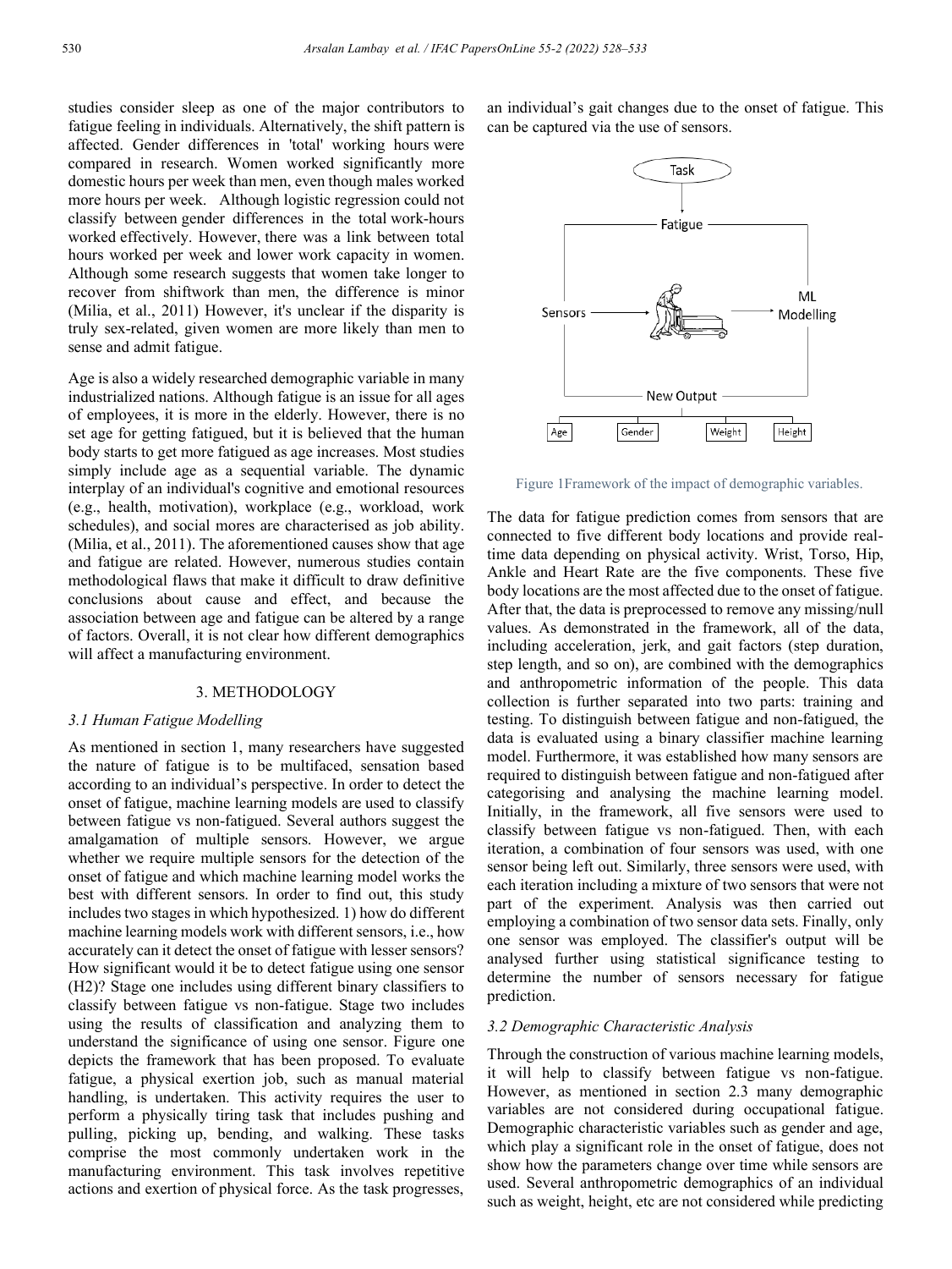studies consider sleep as one of the major contributors to fatigue feeling in individuals. Alternatively, the shift pattern is affected. Gender differences in 'total' working hours were compared in research. Women worked significantly more domestic hours per week than men, even though males worked more hours per week. Although logistic regression could not classify between gender differences in the total work-hours worked effectively. However, there was a link between total hours worked per week and lower work capacity in women. Although some research suggests that women take longer to recover from shiftwork than men, the difference is minor (Milia, et al., 2011) However, it's unclear if the disparity is truly sex-related, given women are more likely than men to sense and admit fatigue.

Age is also a widely researched demographic variable in many industrialized nations. Although fatigue is an issue for all ages of employees, it is more in the elderly. However, there is no set age for getting fatigued, but it is believed that the human body starts to get more fatigued as age increases. Most studies simply include age as a sequential variable. The dynamic interplay of an individual's cognitive and emotional resources (e.g., health, motivation), workplace (e.g., workload, work schedules), and social mores are characterised as job ability. (Milia, et al., 2011). The aforementioned causes show that age and fatigue are related. However, numerous studies contain methodological flaws that make it difficult to draw definitive conclusions about cause and effect, and because the association between age and fatigue can be altered by a range of factors. Overall, it is not clear how different demographics will affect a manufacturing environment.

## 3. METHODOLOGY

### *3.1 Human Fatigue Modelling*

As mentioned in section 1, many researchers have suggested the nature of fatigue is to be multifaced, sensation based according to an individual's perspective. In order to detect the onset of fatigue, machine learning models are used to classify between fatigue vs non-fatigued. Several authors suggest the amalgamation of multiple sensors. However, we argue whether we require multiple sensors for the detection of the onset of fatigue and which machine learning model works the best with different sensors. In order to find out, this study includes two stages in which hypothesized. 1) how do different machine learning models work with different sensors, i.e., how accurately can it detect the onset of fatigue with lesser sensors? How significant would it be to detect fatigue using one sensor (H2)? Stage one includes using different binary classifiers to classify between fatigue vs non-fatigue. Stage two includes using the results of classification and analyzing them to understand the significance of using one sensor. Figure one depicts the framework that has been proposed. To evaluate fatigue, a physical exertion job, such as manual material handling, is undertaken. This activity requires the user to perform a physically tiring task that includes pushing and pulling, picking up, bending, and walking. These tasks comprise the most commonly undertaken work in the manufacturing environment. This task involves repetitive actions and exertion of physical force. As the task progresses, an individual's gait changes due to the onset of fatigue. This can be captured via the use of sensors.

Figure 1Framework of the impact of demographic variables.

The data for fatigue prediction comes from sensors that are connected to five different body locations and provide real-time data depending on physical activity. Wrist, Torso, Hip, Ankle and Heart Rate are the five components. These five body locations are the most affected due to the onset of fatigue. After that, the data is preprocessed to remove any missing/null values. As demonstrated in the framework, all of the data, including acceleration, jerk, and gait factors (step duration, step length, and so on), are combined with the demographics and anthropometric information of the people. This data collection is further separated into two parts: training and testing. To distinguish between fatigue and non-fatigued, the data is evaluated using a binary classifier machine learning model. Furthermore, it was established how many sensors are required to distinguish between fatigue and non-fatigued after categorising and analysing the machine learning model. Initially, in the framework, all five sensors were used to classify between fatigue vs non-fatigued. Then, with each iteration, a combination of four sensors was used, with one sensor being left out. Similarly, three sensors were used, with each iteration including a mixture of two sensors that were not part of the experiment. Analysis was then carried out employing a combination of two sensor data sets. Finally, only one sensor was employed. The classifier's output will be analysed further using statistical significance testing to determine the number of sensors necessary for fatigue prediction.

### *3.2 Demographic Characteristic Analysis*

Through the construction of various machine learning models, it will help to classify between fatigue vs non-fatigue. However, as mentioned in section 2.3 many demographic variables are not considered during occupational fatigue. Demographic characteristic variables such as gender and age, which play a significant role in the onset of fatigue, does not show how the parameters change over time while sensors are used. Several anthropometric demographics of an individual such as weight, height, etc are not considered while predicting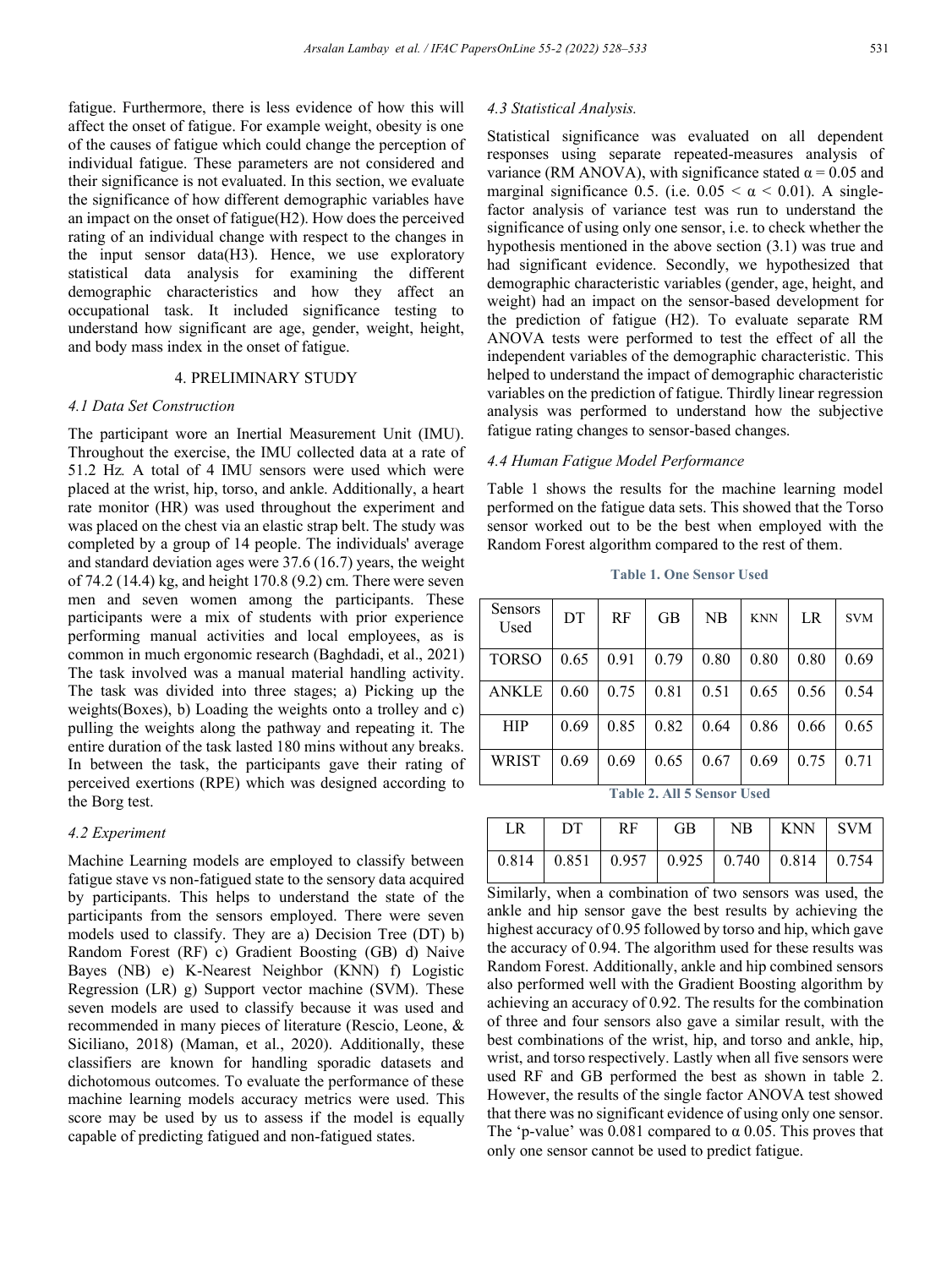fatigue. Furthermore, there is less evidence of how this will affect the onset of fatigue. For example weight, obesity is one of the causes of fatigue which could change the perception of individual fatigue. These parameters are not considered and their significance is not evaluated. In this section, we evaluate the significance of how different demographic variables have an impact on the onset of fatigue(H2). How does the perceived rating of an individual change with respect to the changes in the input sensor data(H3). Hence, we use exploratory statistical data analysis for examining the different demographic characteristics and how they affect an occupational task. It included significance testing to understand how significant are age, gender, weight, height, and body mass index in the onset of fatigue.

## 4. PRELIMINARY STUDY

### *4.1 Data Set Construction*

The participant wore an Inertial Measurement Unit (IMU). Throughout the exercise, the IMU collected data at a rate of 51.2 Hz. A total of 4 IMU sensors were used which were placed at the wrist, hip, torso, and ankle. Additionally, a heart rate monitor (HR) was used throughout the experiment and was placed on the chest via an elastic strap belt. The study was completed by a group of 14 people. The individuals' average and standard deviation ages were 37.6 (16.7) years, the weight of 74.2 (14.4) kg, and height 170.8 (9.2) cm. There were seven men and seven women among the participants. These participants were a mix of students with prior experience performing manual activities and local employees, as is common in much ergonomic research (Baghdadi, et al., 2021) The task involved was a manual material handling activity. The task was divided into three stages; a) Picking up the weights(Boxes), b) Loading the weights onto a trolley and c) pulling the weights along the pathway and repeating it. The entire duration of the task lasted 180 mins without any breaks. In between the task, the participants gave their rating of perceived exertions (RPE) which was designed according to the Borg test.

### *4.2 Experiment*

Machine Learning models are employed to classify between fatigue stave vs non-fatigued state to the sensory data acquired by participants. This helps to understand the state of the participants from the sensors employed. There were seven models used to classify. They are a) Decision Tree (DT) b) Random Forest (RF) c) Gradient Boosting (GB) d) Naive Bayes (NB) e) K-Nearest Neighbor (KNN) f) Logistic Regression (LR) g) Support vector machine (SVM). These seven models are used to classify because it was used and recommended in many pieces of literature (Rescio, Leone, & Siciliano, 2018) (Maman, et al., 2020). Additionally, these classifiers are known for handling sporadic datasets and dichotomous outcomes. To evaluate the performance of these machine learning models accuracy metrics were used. This score may be used by us to assess if the model is equally capable of predicting fatigued and non-fatigued states.

### *4.3 Statistical Analysis.*

Statistical significance was evaluated on all dependent responses using separate repeated-measures analysis of variance (RM ANOVA), with significance stated $\alpha = 0.05$ and marginal significance 0.5. (i.e. $0.05 < \alpha < 0.01$). A single-factor analysis of variance test was run to understand the significance of using only one sensor, i.e. to check whether the hypothesis mentioned in the above section (3.1) was true and had significant evidence. Secondly, we hypothesized that demographic characteristic variables (gender, age, height, and weight) had an impact on the sensor-based development for the prediction of fatigue (H2). To evaluate separate RM ANOVA tests were performed to test the effect of all the independent variables of the demographic characteristic. This helped to understand the impact of demographic characteristic variables on the prediction of fatigue. Thirdly linear regression analysis was performed to understand how the subjective fatigue rating changes to sensor-based changes.

### *4.4 Human Fatigue Model Performance*

Table 1 shows the results for the machine learning model performed on the fatigue data sets. This showed that the Torso sensor worked out to be the best when employed with the Random Forest algorithm compared to the rest of them.

**Table 1. One Sensor Used**

| Sensors Used | DT | RF | GB | NB | KNN | LR | SVM |
|---|---|---|---|---|---|---|---|
| TORSO | 0.65 | 0.91 | 0.79 | 0.80 | 0.80 | 0.80 | 0.69 |
| ANKLE | 0.60 | 0.75 | 0.81 | 0.51 | 0.65 | 0.56 | 0.54 |
| HIP | 0.69 | 0.85 | 0.82 | 0.64 | 0.86 | 0.66 | 0.65 |
| WRIST | 0.69 | 0.69 | 0.65 | 0.67 | 0.69 | 0.75 | 0.71 |

**Table 2. All 5 Sensor Used**

| LR | DT | RF | GB | NB | KNN | SVM |
|---|---|---|---|---|---|---|
| 0.814 | 0.851 | 0.957 | 0.925 | 0.740 | 0.814 | 0.754 |

Similarly, when a combination of two sensors was used, the ankle and hip sensor gave the best results by achieving the highest accuracy of 0.95 followed by torso and hip, which gave the accuracy of 0.94. The algorithm used for these results was Random Forest. Additionally, ankle and hip combined sensors also performed well with the Gradient Boosting algorithm by achieving an accuracy of 0.92. The results for the combination of three and four sensors also gave a similar result, with the best combinations of the wrist, hip, and torso and ankle, hip, wrist, and torso respectively. Lastly when all five sensors were used RF and GB performed the best as shown in table 2. However, the results of the single factor ANOVA test showed that there was no significant evidence of using only one sensor. The 'p-value' was 0.081 compared to $\alpha$ 0.05. This proves that only one sensor cannot be used to predict fatigue.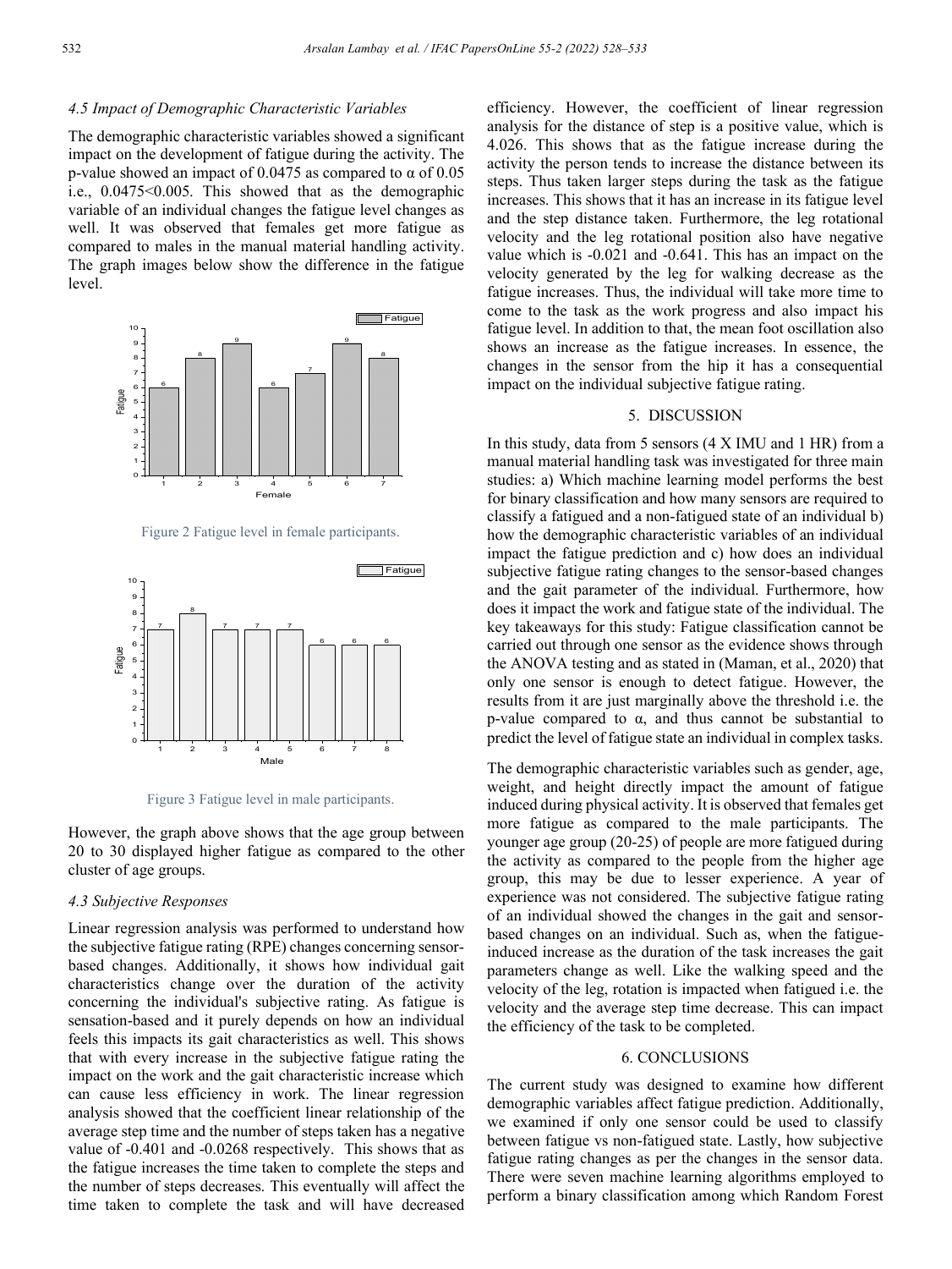### 4.5 Impact of Demographic Characteristic Variables

The demographic characteristic variables showed a significant impact on the development of fatigue during the activity. The p-value showed an impact of 0.0475 as compared to α of 0.05 i.e., 0.0475<0.005. This showed that as the demographic variable of an individual changes the fatigue level changes as well. It was observed that females get more fatigue as compared to males in the manual material handling activity. The graph images below show the difference in the fatigue level.

Figure 2 Fatigue level in female participants.

Figure 3 Fatigue level in male participants.

However, the graph above shows that the age group between 20 to 30 displayed higher fatigue as compared to the other cluster of age groups.

### 4.3 Subjective Responses

Linear regression analysis was performed to understand how the subjective fatigue rating (RPE) changes concerning sensor-based changes. Additionally, it shows how individual gait characteristics change over the duration of the activity concerning the individual's subjective rating. As fatigue is sensation-based and it purely depends on how an individual feels this impacts its gait characteristics as well. This shows that with every increase in the subjective fatigue rating the impact on the work and the gait characteristic increase which can cause less efficiency in work. The linear regression analysis showed that the coefficient linear relationship of the average step time and the number of steps taken has a negative value of -0.401 and -0.0268 respectively. This shows that as the fatigue increases the time taken to complete the steps and the number of steps decreases. This eventually will affect the time taken to complete the task and will have decreased efficiency. However, the coefficient of linear regression analysis for the distance of step is a positive value, which is 4.026. This shows that as the fatigue increase during the activity the person tends to increase the distance between its steps. Thus taken larger steps during the task as the fatigue increases. This shows that it has an increase in its fatigue level and the step distance taken. Furthermore, the leg rotational velocity and the leg rotational position also have negative value which is -0.021 and -0.641. This has an impact on the velocity generated by the leg for walking decrease as the fatigue increases. Thus, the individual will take more time to come to the task as the work progress and also impact his fatigue level. In addition to that, the mean foot oscillation also shows an increase as the fatigue increases. In essence, the changes in the sensor from the hip it has a consequential impact on the individual subjective fatigue rating.

## 5. DISCUSSION

In this study, data from 5 sensors (4 X IMU and 1 HR) from a manual material handling task was investigated for three main studies: a) Which machine learning model performs the best for binary classification and how many sensors are required to classify a fatigued and a non-fatigued state of an individual b) how the demographic characteristic variables of an individual impact the fatigue prediction and c) how does an individual subjective fatigue rating changes to the sensor-based changes and the gait parameter of the individual. Furthermore, how does it impact the work and fatigue state of the individual. The key takeaways for this study: Fatigue classification cannot be carried out through one sensor as the evidence shows through the ANOVA testing and as stated in (Maman, et al., 2020) that only one sensor is enough to detect fatigue. However, the results from it are just marginally above the threshold i.e. the p-value compared to α, and thus cannot be substantial to predict the level of fatigue state an individual in complex tasks.

The demographic characteristic variables such as gender, age, weight, and height directly impact the amount of fatigue induced during physical activity. It is observed that females get more fatigue as compared to the male participants. The younger age group (20-25) of people are more fatigued during the activity as compared to the people from the higher age group, this may be due to lesser experience. A year of experience was not considered. The subjective fatigue rating of an individual showed the changes in the gait and sensor-based changes on an individual. Such as, when the fatigue-induced increase as the duration of the task increases the gait parameters change as well. Like the walking speed and the velocity of the leg, rotation is impacted when fatigued i.e. the velocity and the average step time decrease. This can impact the efficiency of the task to be completed.

## 6. CONCLUSIONS

The current study was designed to examine how different demographic variables affect fatigue prediction. Additionally, we examined if only one sensor could be used to classify between fatigue vs non-fatigued state. Lastly, how subjective fatigue rating changes as per the changes in the sensor data. There were seven machine learning algorithms employed to perform a binary classification among which Random Forest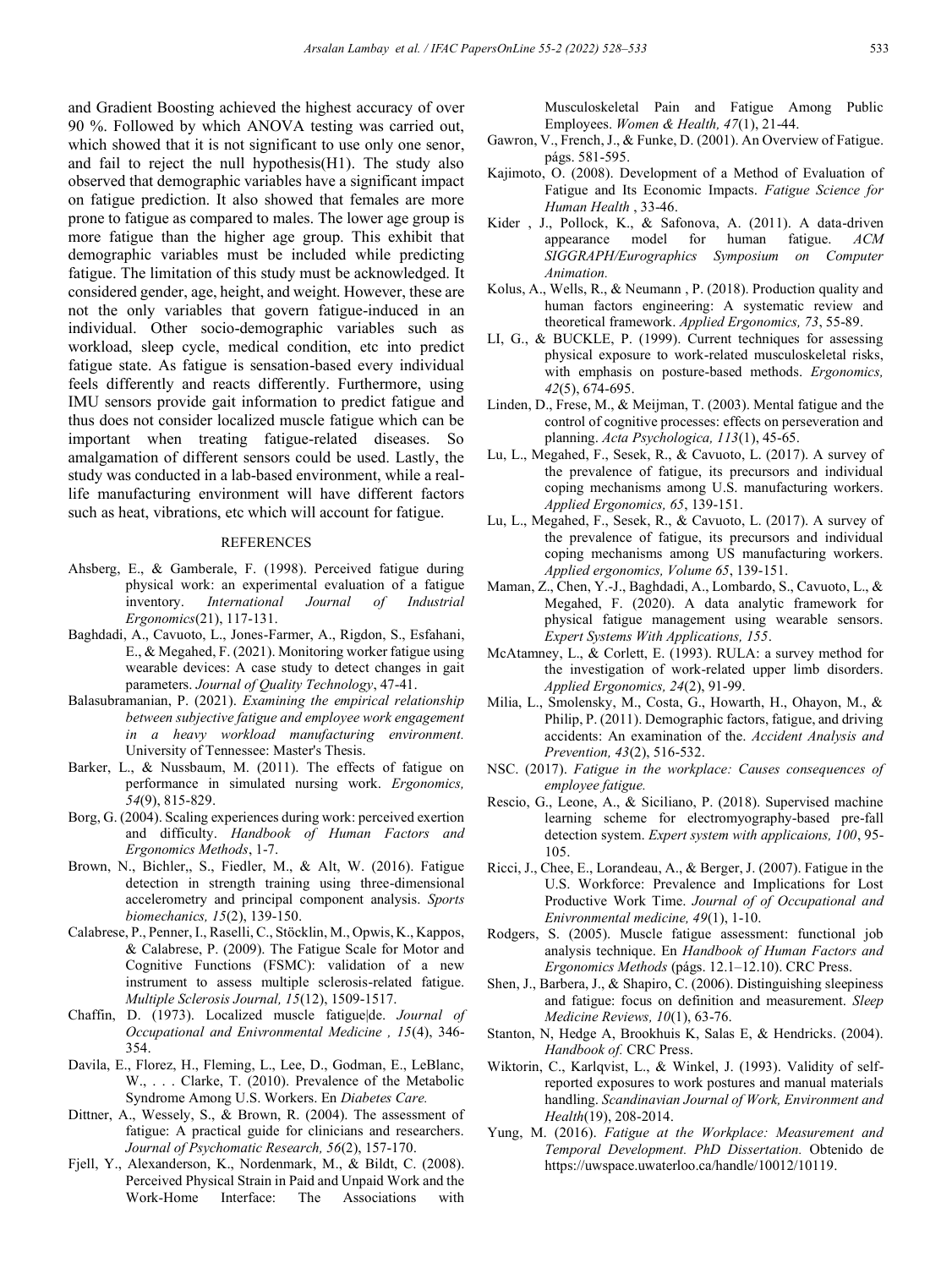and Gradient Boosting achieved the highest accuracy of over 90 %. Followed by which ANOVA testing was carried out, which showed that it is not significant to use only one senor, and fail to reject the null hypothesis(H1). The study also observed that demographic variables have a significant impact on fatigue prediction. It also showed that females are more prone to fatigue as compared to males. The lower age group is more fatigue than the higher age group. This exhibit that demographic variables must be included while predicting fatigue. The limitation of this study must be acknowledged. It considered gender, age, height, and weight. However, these are not the only variables that govern fatigue-induced in an individual. Other socio-demographic variables such as workload, sleep cycle, medical condition, etc into predict fatigue state. As fatigue is sensation-based every individual feels differently and reacts differently. Furthermore, using IMU sensors provide gait information to predict fatigue and thus does not consider localized muscle fatigue which can be important when treating fatigue-related diseases. So amalgamation of different sensors could be used. Lastly, the study was conducted in a lab-based environment, while a real-life manufacturing environment will have different factors such as heat, vibrations, etc which will account for fatigue.

## REFERENCES

Ahsberg, E., & Gamberale, F. (1998). Perceived fatigue during physical work: an experimental evaluation of a fatigue inventory. *International Journal of Industrial Ergonomics*(21), 117-131.

Baghdadi, A., Cavuoto, L., Jones-Farmer, A., Rigdon, S., Esfahani, E., & Megahed, F. (2021). Monitoring worker fatigue using wearable devices: A case study to detect changes in gait parameters. *Journal of Quality Technology*, 47-41.

Balasubramanian, P. (2021). *Examining the empirical relationship between subjective fatigue and employee work engagement in a heavy workload manufacturing environment.* University of Tennessee: Master's Thesis.

Barker, L., & Nussbaum, M. (2011). The effects of fatigue on performance in simulated nursing work. *Ergonomics, 54*(9), 815-829.

Borg, G. (2004). Scaling experiences during work: perceived exertion and difficulty. *Handbook of Human Factors and Ergonomics Methods*, 1-7.

Brown, N., Bichler,, S., Fiedler, M., & Alt, W. (2016). Fatigue detection in strength training using three-dimensional accelerometry and principal component analysis. *Sports biomechanics, 15*(2), 139-150.

Calabrese, P., Penner, I., Raselli, C., Stöcklin, M., Opwis, K., Kappos, & Calabrese, P. (2009). The Fatigue Scale for Motor and Cognitive Functions (FSMC): validation of a new instrument to assess multiple sclerosis-related fatigue. *Multiple Sclerosis Journal, 15*(12), 1509-1517.

Chaffin, D. (1973). Localized muscle fatigue|de. *Journal of Occupational and Enivronmental Medicine , 15*(4), 346-354.

Davila, E., Florez, H., Fleming, L., Lee, D., Godman, E., LeBlanc, W., . . . Clarke, T. (2010). Prevalence of the Metabolic Syndrome Among U.S. Workers. En *Diabetes Care.*

Dittner, A., Wessely, S., & Brown, R. (2004). The assessment of fatigue: A practical guide for clinicians and researchers. *Journal of Psychomatic Research, 56*(2), 157-170.

Fjell, Y., Alexanderson, K., Nordenmark, M., & Bildt, C. (2008). Perceived Physical Strain in Paid and Unpaid Work and the Work-Home Interface: The Associations with Musculoskeletal Pain and Fatigue Among Public Employees. *Women & Health, 47*(1), 21-44.

Gawron, V., French, J., & Funke, D. (2001). An Overview of Fatigue. págs. 581-595.

Kajimoto, O. (2008). Development of a Method of Evaluation of Fatigue and Its Economic Impacts. *Fatigue Science for Human Health* , 33-46.

Kider , J., Pollock, K., & Safonova, A. (2011). A data-driven appearance model for human fatigue. *ACM SIGGRAPH/Eurographics Symposium on Computer Animation.*

Kolus, A., Wells, R., & Neumann , P. (2018). Production quality and human factors engineering: A systematic review and theoretical framework. *Applied Ergonomics, 73*, 55-89.

LI, G., & BUCKLE, P. (1999). Current techniques for assessing physical exposure to work-related musculoskeletal risks, with emphasis on posture-based methods. *Ergonomics, 42*(5), 674-695.

Linden, D., Frese, M., & Meijman, T. (2003). Mental fatigue and the control of cognitive processes: effects on perseveration and planning. *Acta Psychologica, 113*(1), 45-65.

Lu, L., Megahed, F., Sesek, R., & Cavuoto, L. (2017). A survey of the prevalence of fatigue, its precursors and individual coping mechanisms among U.S. manufacturing workers. *Applied Ergonomics, 65*, 139-151.

Lu, L., Megahed, F., Sesek, R., & Cavuoto, L. (2017). A survey of the prevalence of fatigue, its precursors and individual coping mechanisms among US manufacturing workers. *Applied ergonomics, Volume 65*, 139-151.

Maman, Z., Chen, Y.-J., Baghdadi, A., Lombardo, S., Cavuoto, L., & Megahed, F. (2020). A data analytic framework for physical fatigue management using wearable sensors. *Expert Systems With Applications, 155*.

McAtamney, L., & Corlett, E. (1993). RULA: a survey method for the investigation of work-related upper limb disorders. *Applied Ergonomics, 24*(2), 91-99.

Milia, L., Smolensky, M., Costa, G., Howarth, H., Ohayon, M., & Philip, P. (2011). Demographic factors, fatigue, and driving accidents: An examination of the. *Accident Analysis and Prevention, 43*(2), 516-532.

NSC. (2017). *Fatigue in the workplace: Causes consequences of employee fatigue.*

Rescio, G., Leone, A., & Siciliano, P. (2018). Supervised machine learning scheme for electromyography-based pre-fall detection system. *Expert system with applicaions, 100*, 95-105.

Ricci, J., Chee, E., Lorandeau, A., & Berger, J. (2007). Fatigue in the U.S. Workforce: Prevalence and Implications for Lost Productive Work Time. *Journal of of Occupational and Enivronmental medicine, 49*(1), 1-10.

Rodgers, S. (2005). Muscle fatigue assessment: functional job analysis technique. En *Handbook of Human Factors and Ergonomics Methods* (págs. 12.1–12.10). CRC Press.

Shen, J., Barbera, J., & Shapiro, C. (2006). Distinguishing sleepiness and fatigue: focus on definition and measurement. *Sleep Medicine Reviews, 10*(1), 63-76.

Stanton, N, Hedge A, Brookhuis K, Salas E, & Hendricks. (2004). *Handbook of.* CRC Press.

Wiktorin, C., Karlqvist, L., & Winkel, J. (1993). Validity of self-reported exposures to work postures and manual materials handling. *Scandinavian Journal of Work, Environment and Health*(19), 208-2014.

Yung, M. (2016). *Fatigue at the Workplace: Measurement and Temporal Development. PhD Dissertation.* Obtenido de https://uwspace.uwaterloo.ca/handle/10012/10119.